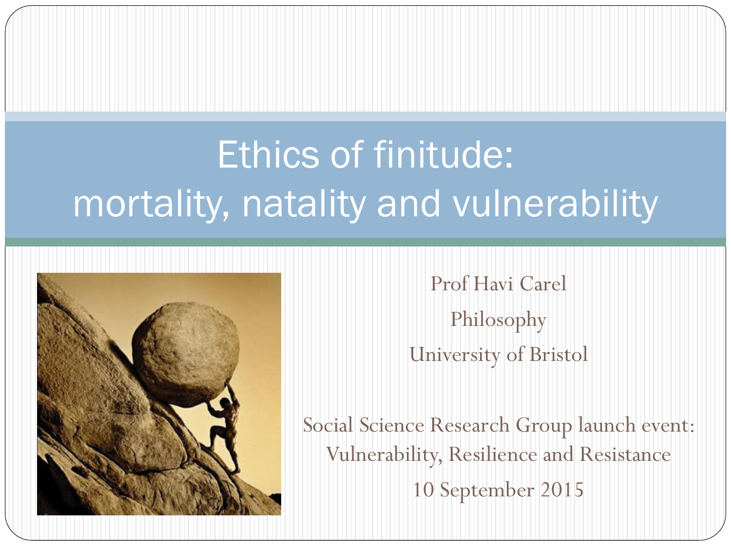# Ethics of finitude: mortality, natality and vulnerability

Prof Havi Carel

Philosophy

University of Bristol

Social Science Research Group launch event:
Vulnerability, Resilience and Resistance

10 September 2015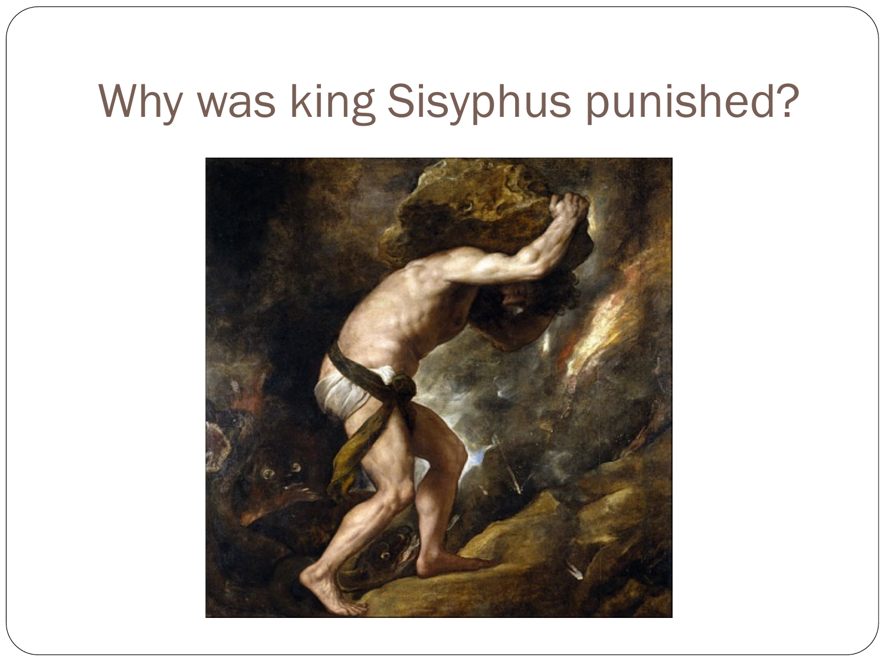# Why was king Sisyphus punished?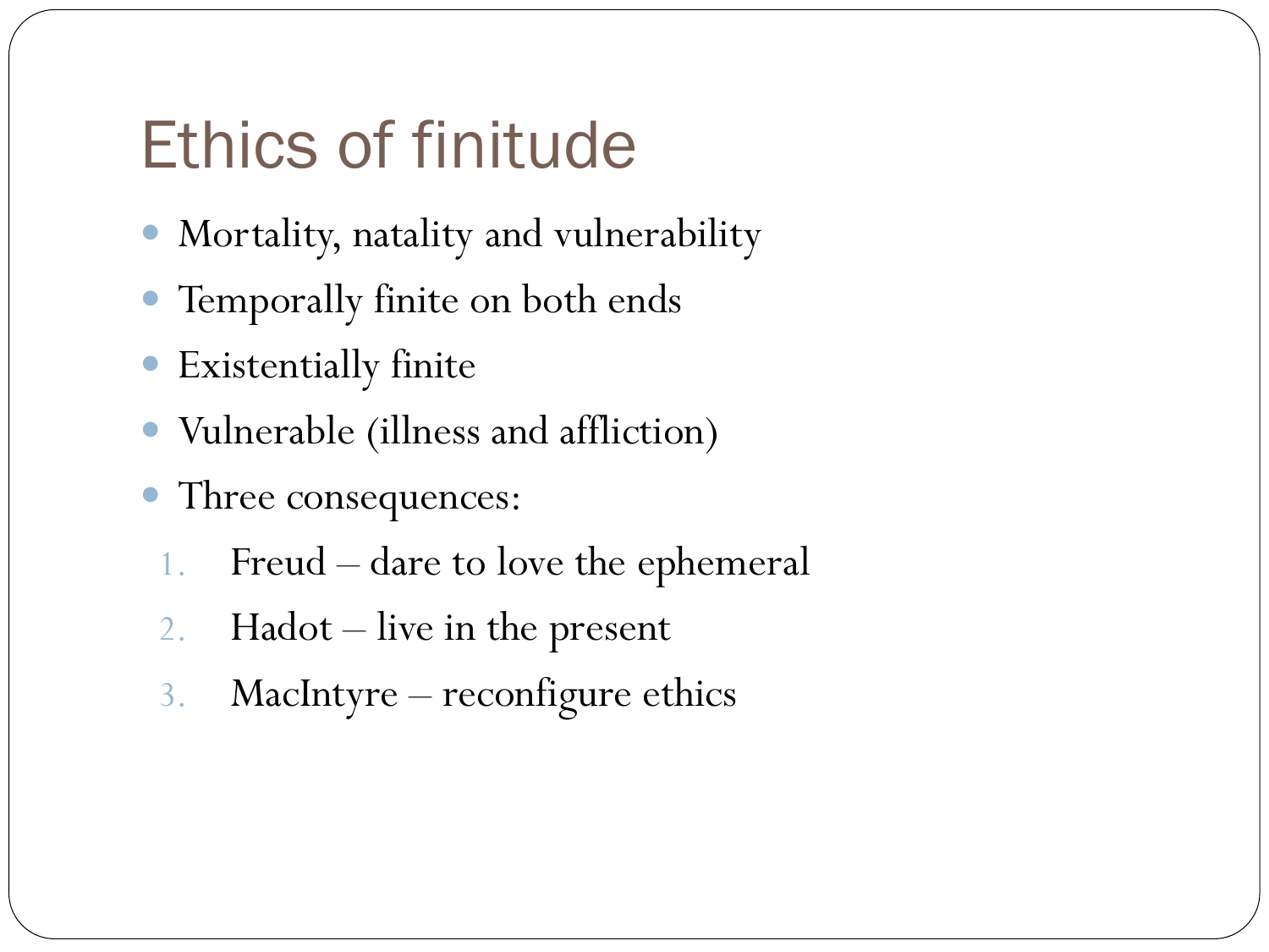# Ethics of finitude

- Mortality, natality and vulnerability
- Temporally finite on both ends
- Existentially finite
- Vulnerable (illness and affliction)
- Three consequences:
  1. Freud – dare to love the ephemeral
  2. Hadot – live in the present
  3. MacIntyre – reconfigure ethics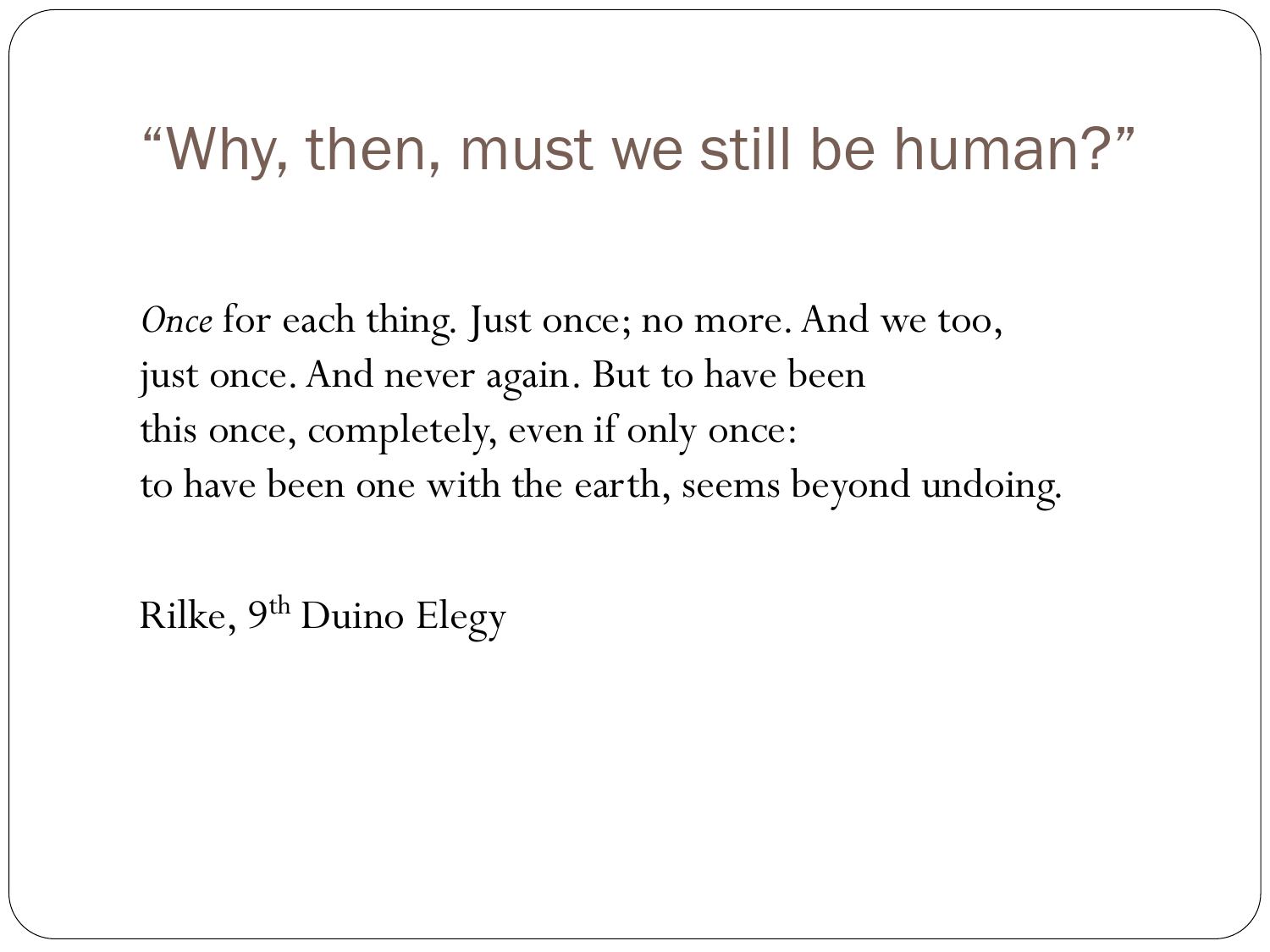# “Why, then, must we still be human?”

*Once* for each thing. Just once; no more. And we too,
just once. And never again. But to have been
this once, completely, even if only once:
to have been one with the earth, seems beyond undoing.

Rilke, 9th Duino Elegy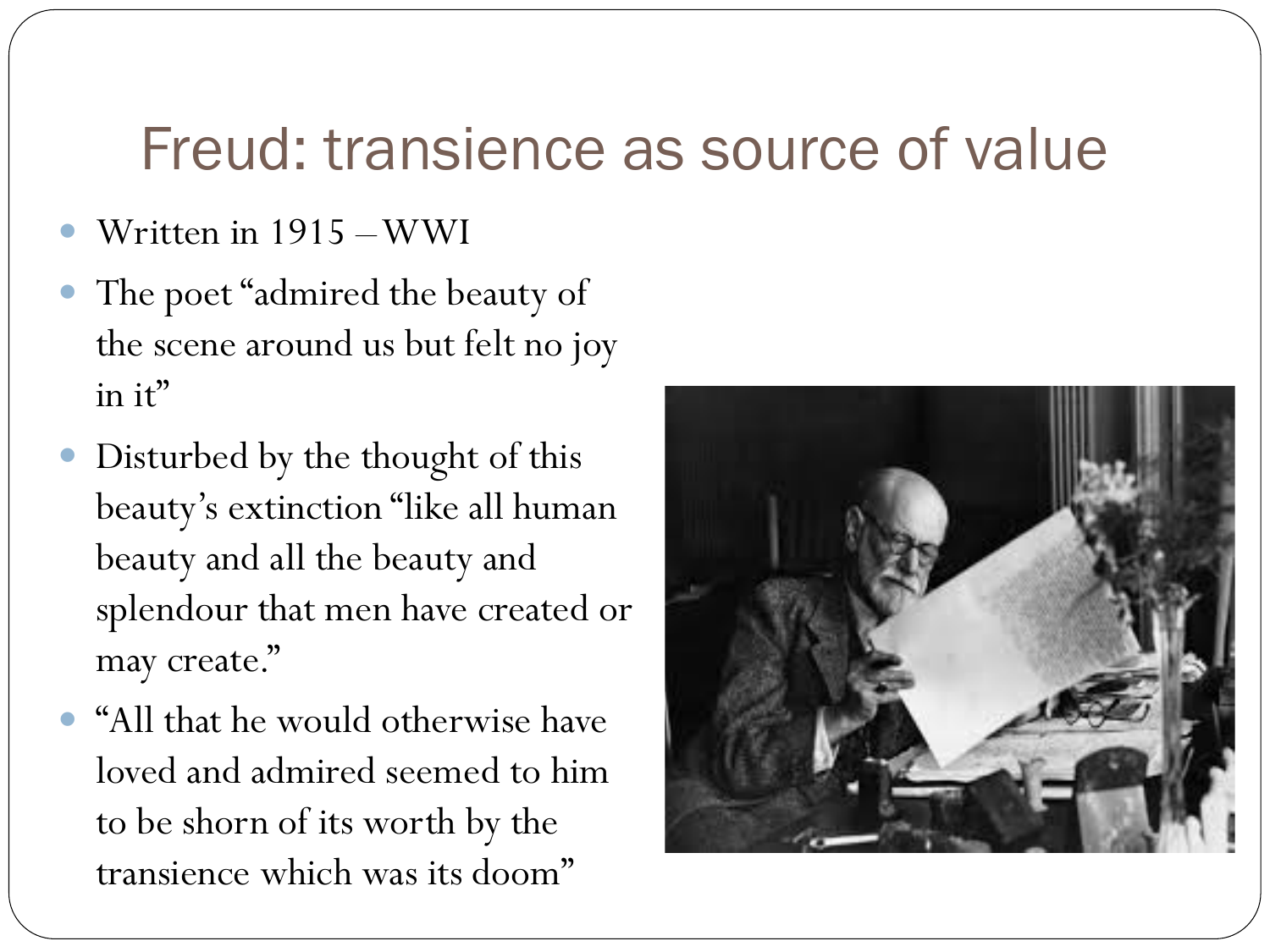# Freud: transience as source of value

- Written in 1915 – WWI
- The poet "admired the beauty of the scene around us but felt no joy in it"
- Disturbed by the thought of this beauty's extinction "like all human beauty and all the beauty and splendour that men have created or may create."
- "All that he would otherwise have loved and admired seemed to him to be shorn of its worth by the transience which was its doom"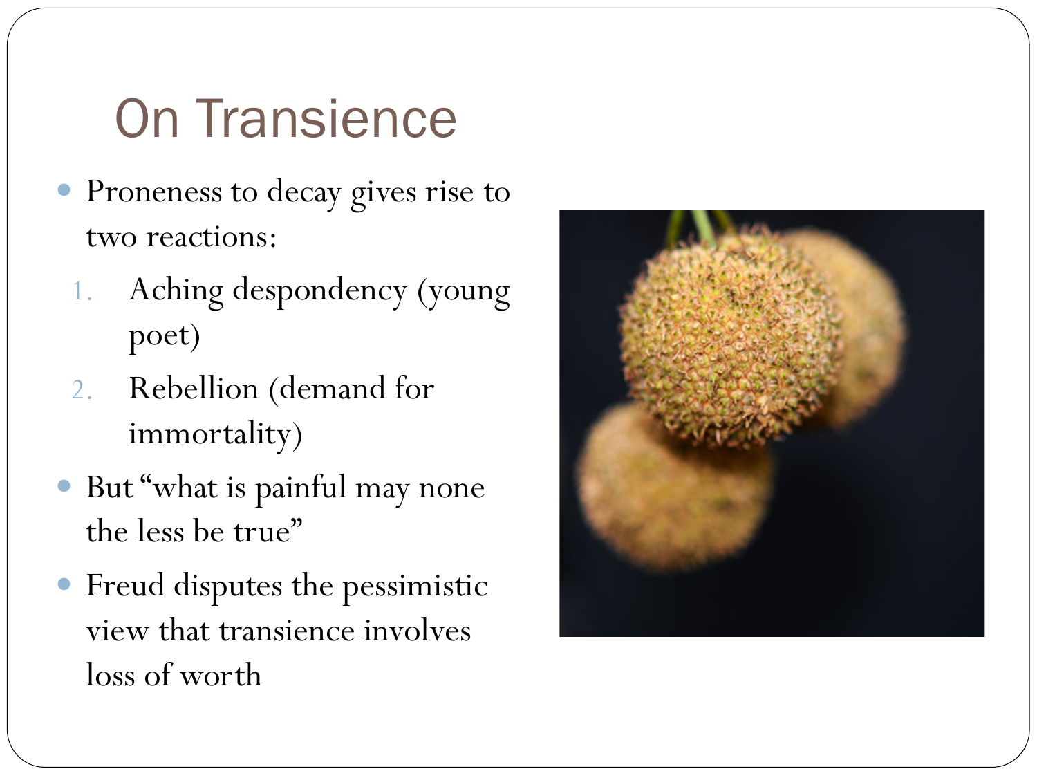# On Transience

- Proneness to decay gives rise to two reactions:
  1. Aching despondency (young poet)
  2. Rebellion (demand for immortality)
- But "what is painful may none the less be true"
- Freud disputes the pessimistic view that transience involves loss of worth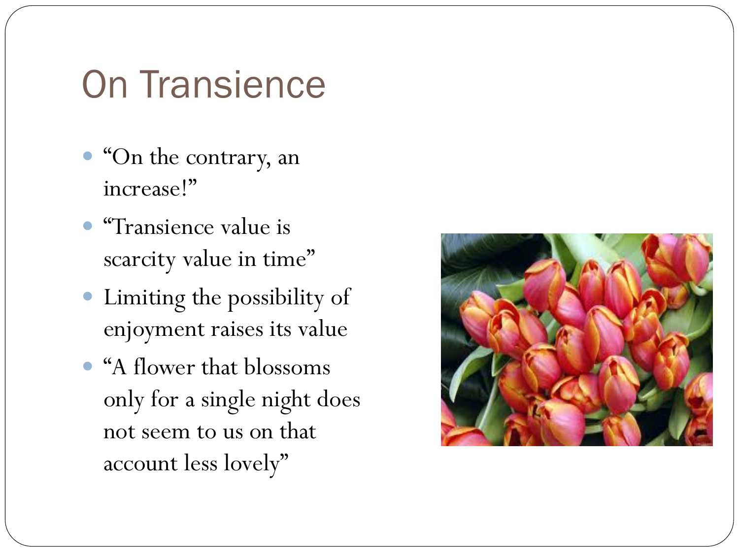# On Transience

- “On the contrary, an increase!”
- “Transience value is scarcity value in time”
- Limiting the possibility of enjoyment raises its value
- “A flower that blossoms only for a single night does not seem to us on that account less lovely”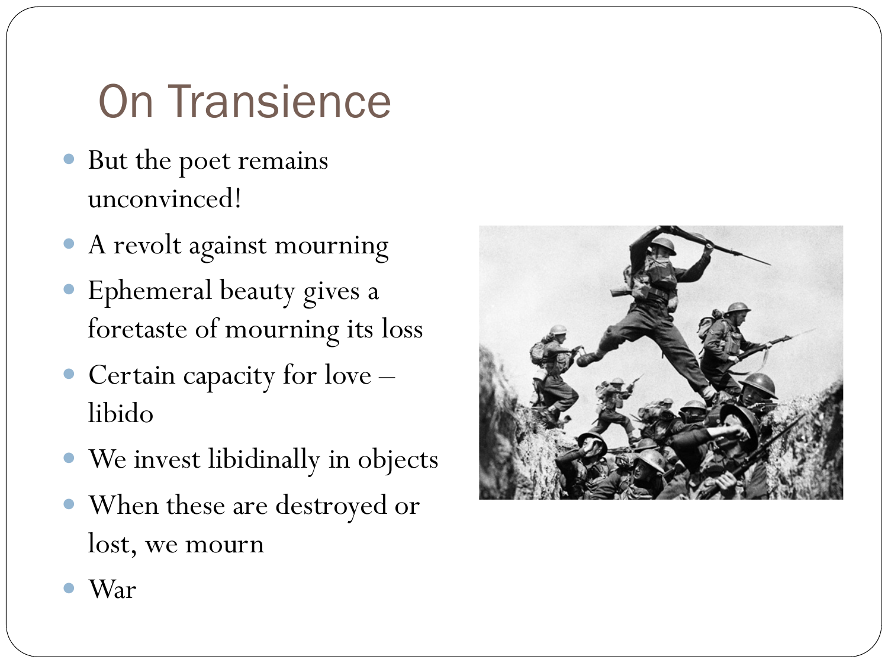# On Transience

- But the poet remains unconvinced!
- A revolt against mourning
- Ephemeral beauty gives a foretaste of mourning its loss
- Certain capacity for love – libido
- We invest libidinally in objects
- When these are destroyed or lost, we mourn
- War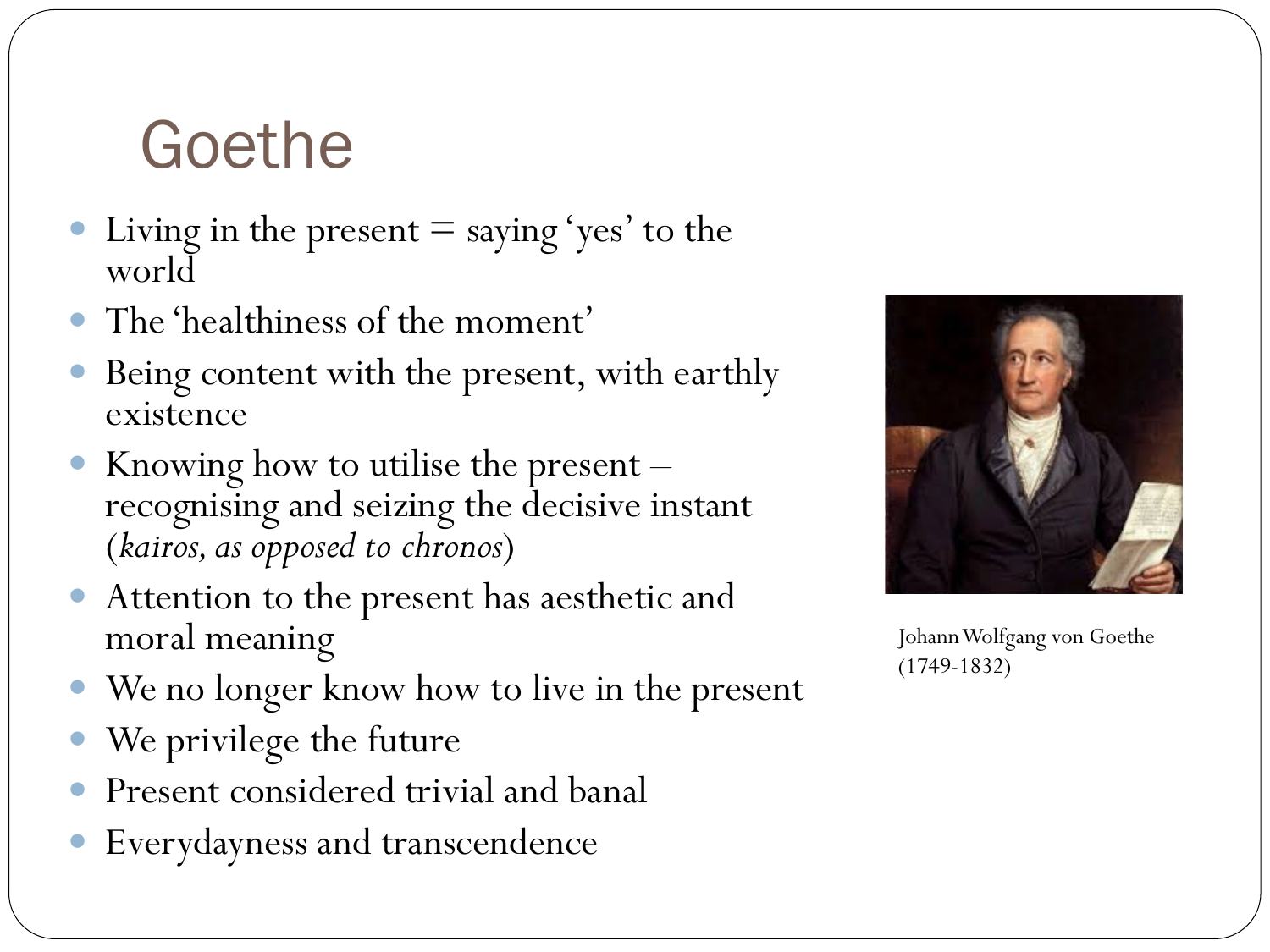# Goethe

- Living in the present = saying 'yes' to the world
- The 'healthiness of the moment'
- Being content with the present, with earthly existence
- Knowing how to utilise the present – recognising and seizing the decisive instant (*kairos, as opposed to chronos*)
- Attention to the present has aesthetic and moral meaning
- We no longer know how to live in the present
- We privilege the future
- Present considered trivial and banal
- Everydayness and transcendence

Johann Wolfgang von Goethe (1749-1832)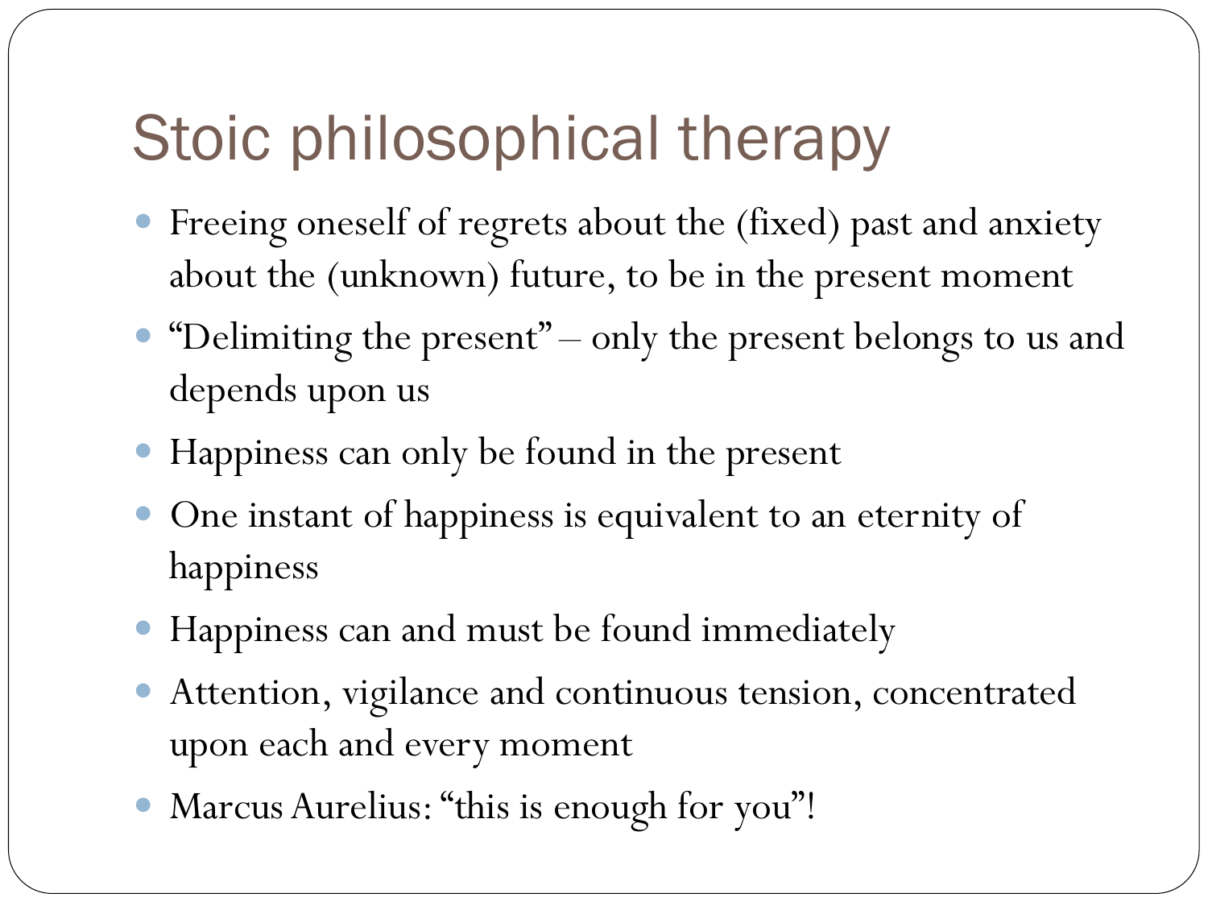# Stoic philosophical therapy

- Freeing oneself of regrets about the (fixed) past and anxiety about the (unknown) future, to be in the present moment
- "Delimiting the present" – only the present belongs to us and depends upon us
- Happiness can only be found in the present
- One instant of happiness is equivalent to an eternity of happiness
- Happiness can and must be found immediately
- Attention, vigilance and continuous tension, concentrated upon each and every moment
- Marcus Aurelius: "this is enough for you"!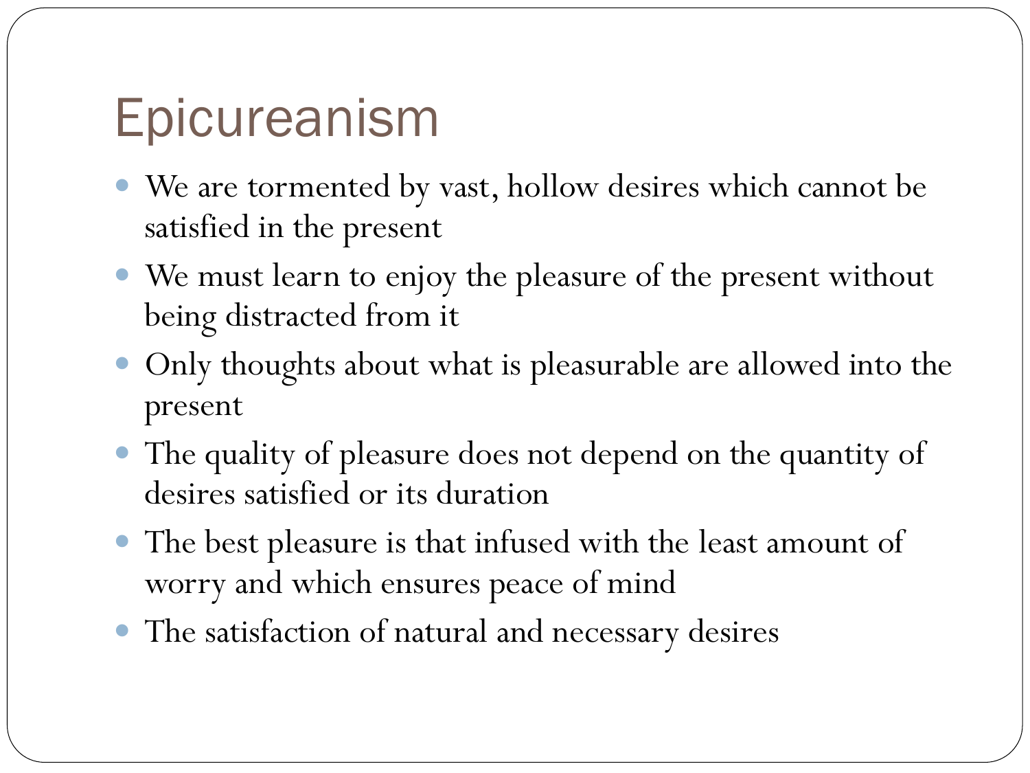# Epicureanism

- We are tormented by vast, hollow desires which cannot be satisfied in the present
- We must learn to enjoy the pleasure of the present without being distracted from it
- Only thoughts about what is pleasurable are allowed into the present
- The quality of pleasure does not depend on the quantity of desires satisfied or its duration
- The best pleasure is that infused with the least amount of worry and which ensures peace of mind
- The satisfaction of natural and necessary desires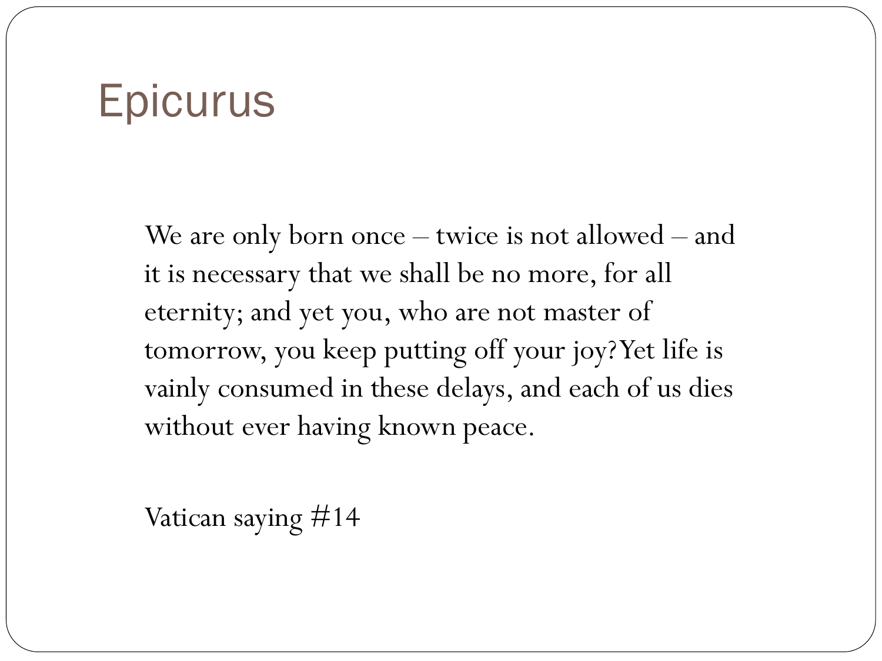# Epicurus

We are only born once – twice is not allowed – and it is necessary that we shall be no more, for all eternity; and yet you, who are not master of tomorrow, you keep putting off your joy? Yet life is vainly consumed in these delays, and each of us dies without ever having known peace.

Vatican saying #14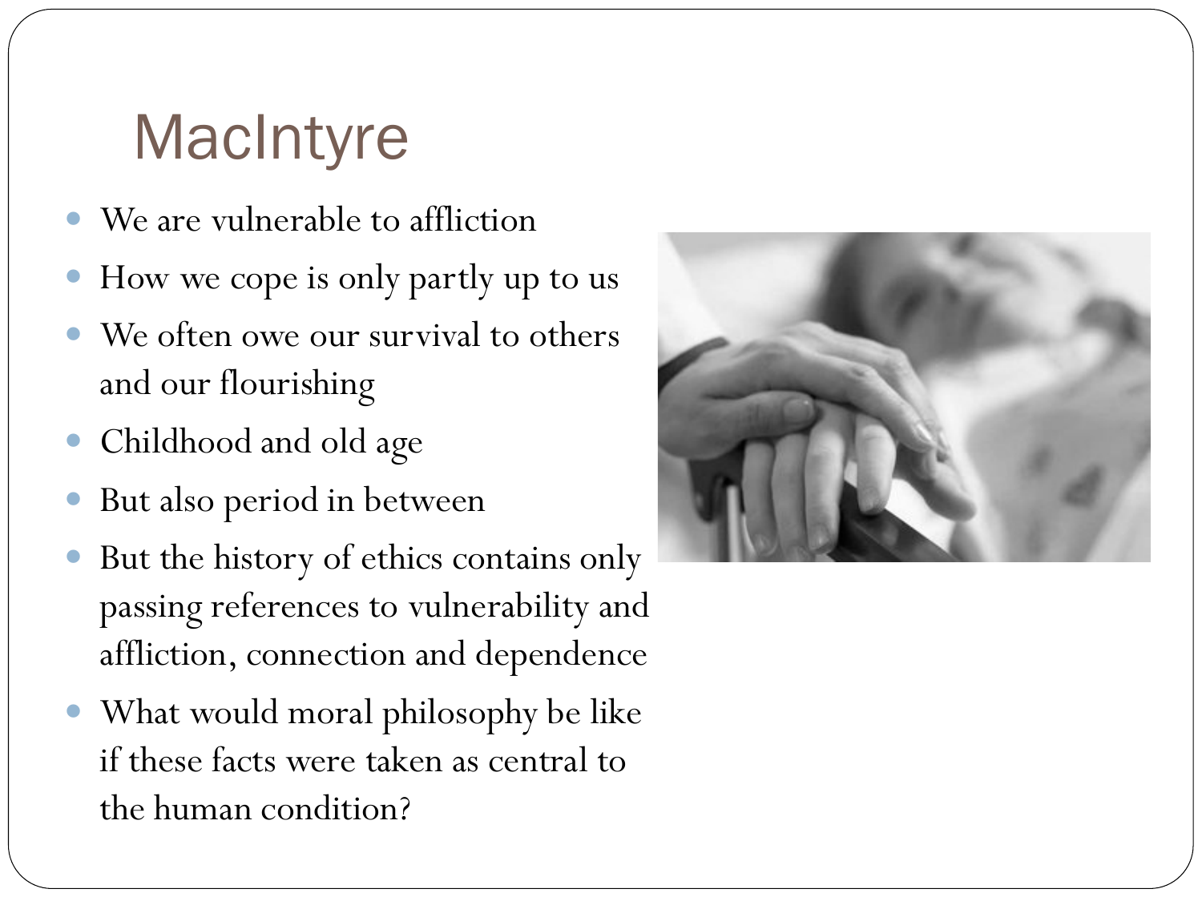# MacIntyre

- We are vulnerable to affliction
- How we cope is only partly up to us
- We often owe our survival to others and our flourishing
- Childhood and old age
- But also period in between
- But the history of ethics contains only passing references to vulnerability and affliction, connection and dependence
- What would moral philosophy be like if these facts were taken as central to the human condition?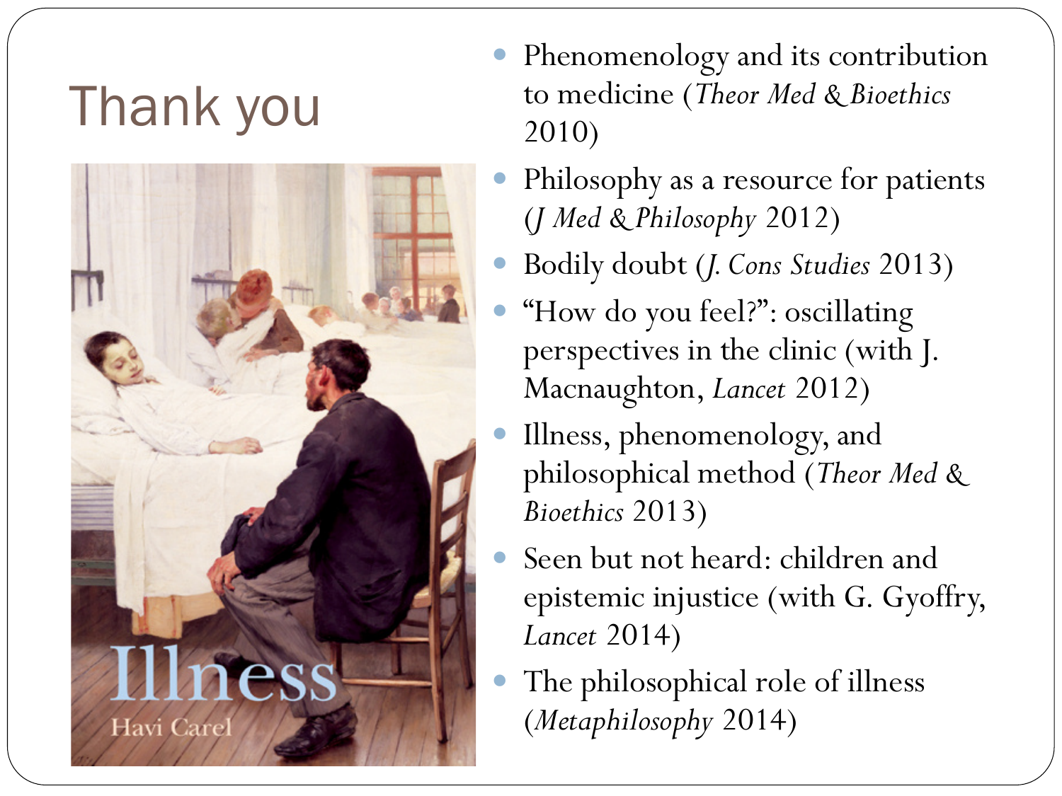# Thank you

- Phenomenology and its contribution to medicine (*Theor Med & Bioethics* 2010)
- Philosophy as a resource for patients (*J Med & Philosophy* 2012)
- Bodily doubt (*J. Cons Studies* 2013)
- "How do you feel?": oscillating perspectives in the clinic (with J. Macnaughton, *Lancet* 2012)
- Illness, phenomenology, and philosophical method (*Theor Med & Bioethics* 2013)
- Seen but not heard: children and epistemic injustice (with G. Gyoffry, *Lancet* 2014)
- The philosophical role of illness (*Metaphilosophy* 2014)